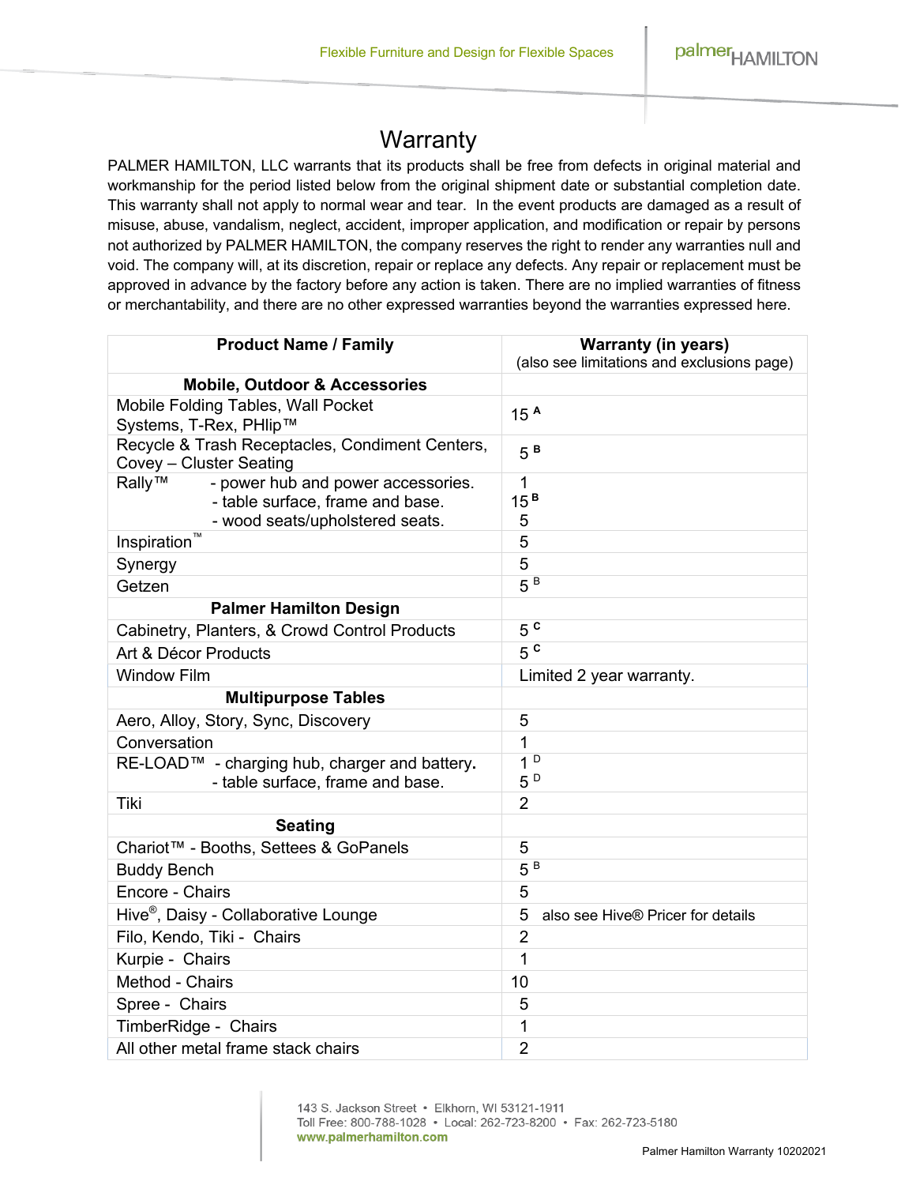# Warranty

PALMER HAMILTON, LLC warrants that its products shall be free from defects in original material and workmanship for the period listed below from the original shipment date or substantial completion date. This warranty shall not apply to normal wear and tear. In the event products are damaged as a result of misuse, abuse, vandalism, neglect, accident, improper application, and modification or repair by persons not authorized by PALMER HAMILTON, the company reserves the right to render any warranties null and void. The company will, at its discretion, repair or replace any defects. Any repair or replacement must be approved in advance by the factory before any action is taken. There are no implied warranties of fitness or merchantability, and there are no other expressed warranties beyond the warranties expressed here.

| **Product Name / Family** | **Warranty (in years)** (also see limitations and exclusions page) |
|---|---|
| **Mobile, Outdoor & Accessories** | |
| Mobile Folding Tables, Wall Pocket Systems, T-Rex, PHlip™ | 15 [A] |
| Recycle & Trash Receptacles, Condiment Centers, Covey – Cluster Seating | 5 [B] |
| Rally™ - power hub and power accessories.<br>- table surface, frame and base.<br>- wood seats/upholstered seats. | 1<br>15 [B]<br>5 |
| Inspiration™ | 5 |
| Synergy | 5 |
| Getzen | 5 [B] |
| **Palmer Hamilton Design** | |
| Cabinetry, Planters, & Crowd Control Products | 5 [C] |
| Art & Décor Products | 5 [C] |
| Window Film | Limited 2 year warranty. |
| **Multipurpose Tables** | |
| Aero, Alloy, Story, Sync, Discovery | 5 |
| Conversation | 1 |
| RE-LOAD™ - charging hub, charger and battery.<br>- table surface, frame and base. | 1 [D]<br>5 [D] |
| Tiki | 2 |
| **Seating** | |
| Chariot™ - Booths, Settees & GoPanels | 5 |
| Buddy Bench | 5 [B] |
| Encore - Chairs | 5 |
| Hive®, Daisy - Collaborative Lounge | 5 also see Hive® Pricer for details |
| Filo, Kendo, Tiki - Chairs | 2 |
| Kurpie - Chairs | 1 |
| Method - Chairs | 10 |
| Spree - Chairs | 5 |
| TimberRidge - Chairs | 1 |
| All other metal frame stack chairs | 2 |

143 S. Jackson Street • Elkhorn, WI 53121-1911
Toll Free: 800-788-1028 • Local: 262-723-8200 • Fax: 262-723-5180
www.palmerhamilton.com

Palmer Hamilton Warranty 10202021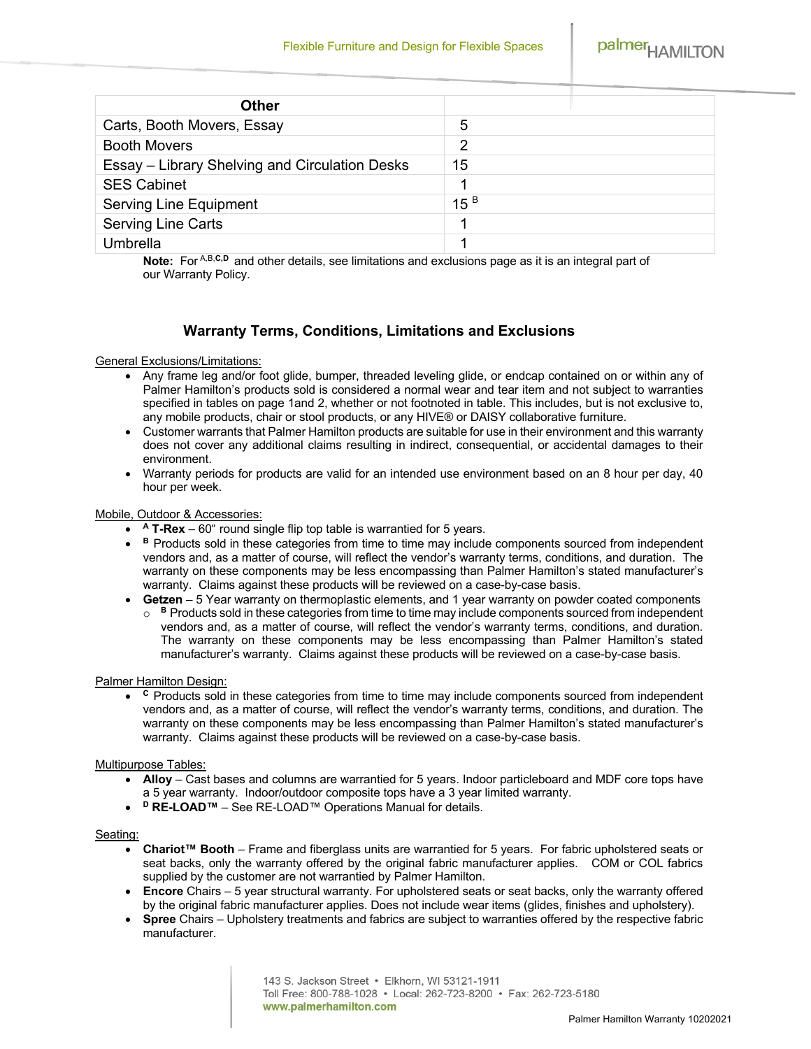| Other | |
|---|---|
| Carts, Booth Movers, Essay | 5 |
| Booth Movers | 2 |
| Essay – Library Shelving and Circulation Desks | 15 |
| SES Cabinet | 1 |
| Serving Line Equipment | 15 [B] |
| Serving Line Carts | 1 |
| Umbrella | 1 |

**Note:** For [A,B,C,D] and other details, see limitations and exclusions page as it is an integral part of our Warranty Policy.

## Warranty Terms, Conditions, Limitations and Exclusions

General Exclusions/Limitations:

- Any frame leg and/or foot glide, bumper, threaded leveling glide, or endcap contained on or within any of Palmer Hamilton's products sold is considered a normal wear and tear item and not subject to warranties specified in tables on page 1and 2, whether or not footnoted in table. This includes, but is not exclusive to, any mobile products, chair or stool products, or any HIVE® or DAISY collaborative furniture.
- Customer warrants that Palmer Hamilton products are suitable for use in their environment and this warranty does not cover any additional claims resulting in indirect, consequential, or accidental damages to their environment.
- Warranty periods for products are valid for an intended use environment based on an 8 hour per day, 40 hour per week.

Mobile, Outdoor & Accessories:

- [A] **T-Rex** – 60" round single flip top table is warrantied for 5 years.
- [B] Products sold in these categories from time to time may include components sourced from independent vendors and, as a matter of course, will reflect the vendor's warranty terms, conditions, and duration. The warranty on these components may be less encompassing than Palmer Hamilton's stated manufacturer's warranty. Claims against these products will be reviewed on a case-by-case basis.
- **Getzen** – 5 Year warranty on thermoplastic elements, and 1 year warranty on powder coated components
  - [B] Products sold in these categories from time to time may include components sourced from independent vendors and, as a matter of course, will reflect the vendor's warranty terms, conditions, and duration. The warranty on these components may be less encompassing than Palmer Hamilton's stated manufacturer's warranty. Claims against these products will be reviewed on a case-by-case basis.

Palmer Hamilton Design:

- [C] Products sold in these categories from time to time may include components sourced from independent vendors and, as a matter of course, will reflect the vendor's warranty terms, conditions, and duration. The warranty on these components may be less encompassing than Palmer Hamilton's stated manufacturer's warranty. Claims against these products will be reviewed on a case-by-case basis.

Multipurpose Tables:

- **Alloy** – Cast bases and columns are warrantied for 5 years. Indoor particleboard and MDF core tops have a 5 year warranty. Indoor/outdoor composite tops have a 3 year limited warranty.
- [D] **RE-LOAD™** – See RE-LOAD™ Operations Manual for details.

Seating:

- **Chariot™ Booth** – Frame and fiberglass units are warrantied for 5 years. For fabric upholstered seats or seat backs, only the warranty offered by the original fabric manufacturer applies. COM or COL fabrics supplied by the customer are not warrantied by Palmer Hamilton.
- **Encore** Chairs – 5 year structural warranty. For upholstered seats or seat backs, only the warranty offered by the original fabric manufacturer applies. Does not include wear items (glides, finishes and upholstery).
- **Spree** Chairs – Upholstery treatments and fabrics are subject to warranties offered by the respective fabric manufacturer.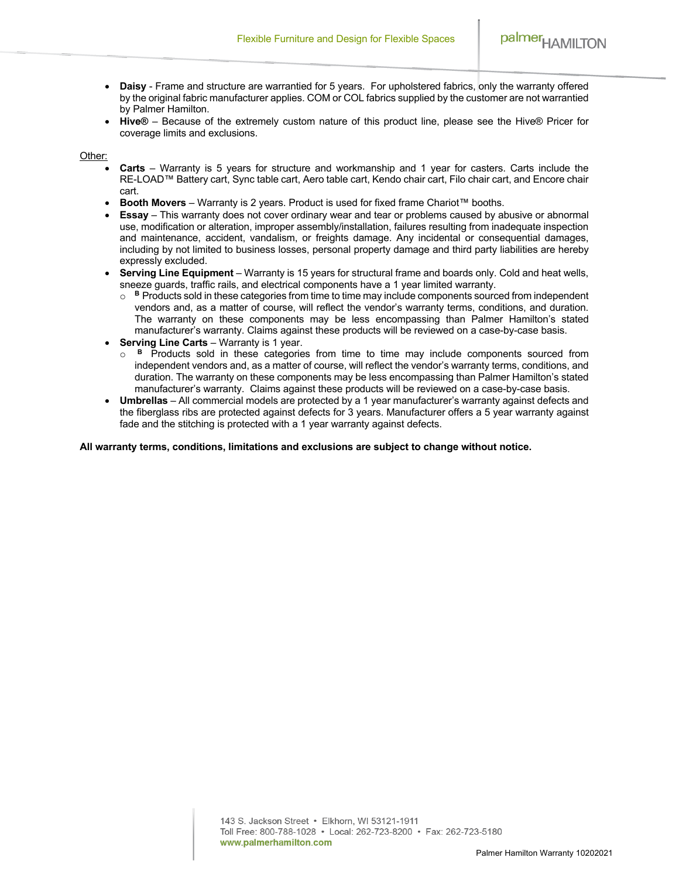- **Daisy** - Frame and structure are warrantied for 5 years. For upholstered fabrics, only the warranty offered by the original fabric manufacturer applies. COM or COL fabrics supplied by the customer are not warrantied by Palmer Hamilton.
- **Hive®** – Because of the extremely custom nature of this product line, please see the Hive® Pricer for coverage limits and exclusions.

Other:

- **Carts** – Warranty is 5 years for structure and workmanship and 1 year for casters. Carts include the RE-LOAD™ Battery cart, Sync table cart, Aero table cart, Kendo chair cart, Filo chair cart, and Encore chair cart.
- **Booth Movers** – Warranty is 2 years. Product is used for fixed frame Chariot™ booths.
- **Essay** – This warranty does not cover ordinary wear and tear or problems caused by abusive or abnormal use, modification or alteration, improper assembly/installation, failures resulting from inadequate inspection and maintenance, accident, vandalism, or freights damage. Any incidental or consequential damages, including by not limited to business losses, personal property damage and third party liabilities are hereby expressly excluded.
- **Serving Line Equipment** – Warranty is 15 years for structural frame and boards only. Cold and heat wells, sneeze guards, traffic rails, and electrical components have a 1 year limited warranty.
  - [B] Products sold in these categories from time to time may include components sourced from independent vendors and, as a matter of course, will reflect the vendor's warranty terms, conditions, and duration. The warranty on these components may be less encompassing than Palmer Hamilton's stated manufacturer's warranty. Claims against these products will be reviewed on a case-by-case basis.
- **Serving Line Carts** – Warranty is 1 year.
  - [B] Products sold in these categories from time to time may include components sourced from independent vendors and, as a matter of course, will reflect the vendor's warranty terms, conditions, and duration. The warranty on these components may be less encompassing than Palmer Hamilton's stated manufacturer's warranty. Claims against these products will be reviewed on a case-by-case basis.
- **Umbrellas** – All commercial models are protected by a 1 year manufacturer's warranty against defects and the fiberglass ribs are protected against defects for 3 years. Manufacturer offers a 5 year warranty against fade and the stitching is protected with a 1 year warranty against defects.

**All warranty terms, conditions, limitations and exclusions are subject to change without notice.**